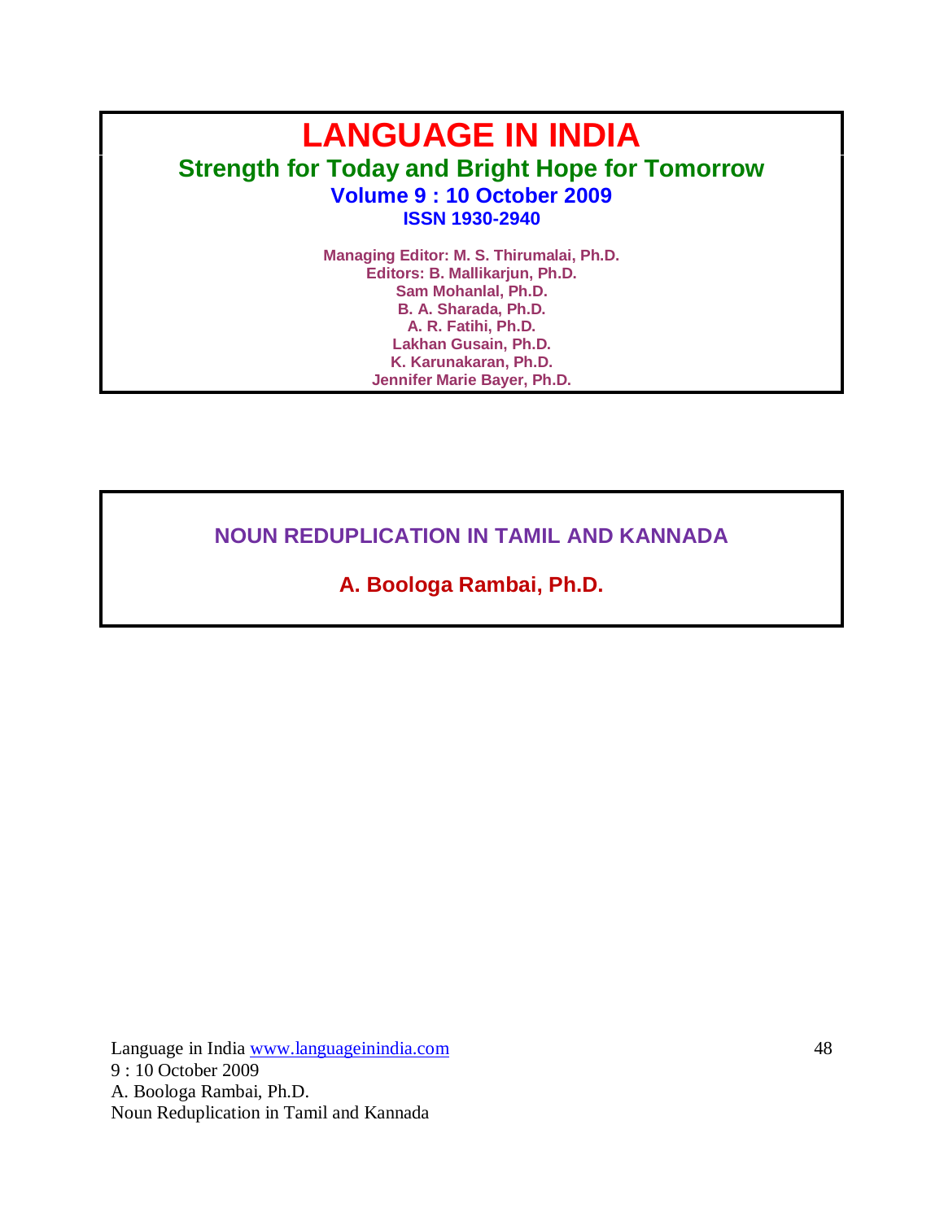# LANGUAGE IN INDIA

## Strength for Today and Bright Hope for Tomorrow

**Volume 9 : 10 October 2009**

**ISSN 1930-2940**

**Managing Editor: M. S. Thirumalai, Ph.D.**
**Editors: B. Mallikarjun, Ph.D.**
**Sam Mohanlal, Ph.D.**
**B. A. Sharada, Ph.D.**
**A. R. Fatihi, Ph.D.**
**Lakhan Gusain, Ph.D.**
**K. Karunakaran, Ph.D.**
**Jennifer Marie Bayer, Ph.D.**

# NOUN REDUPLICATION IN TAMIL AND KANNADA

**A. Boologa Rambai, Ph.D.**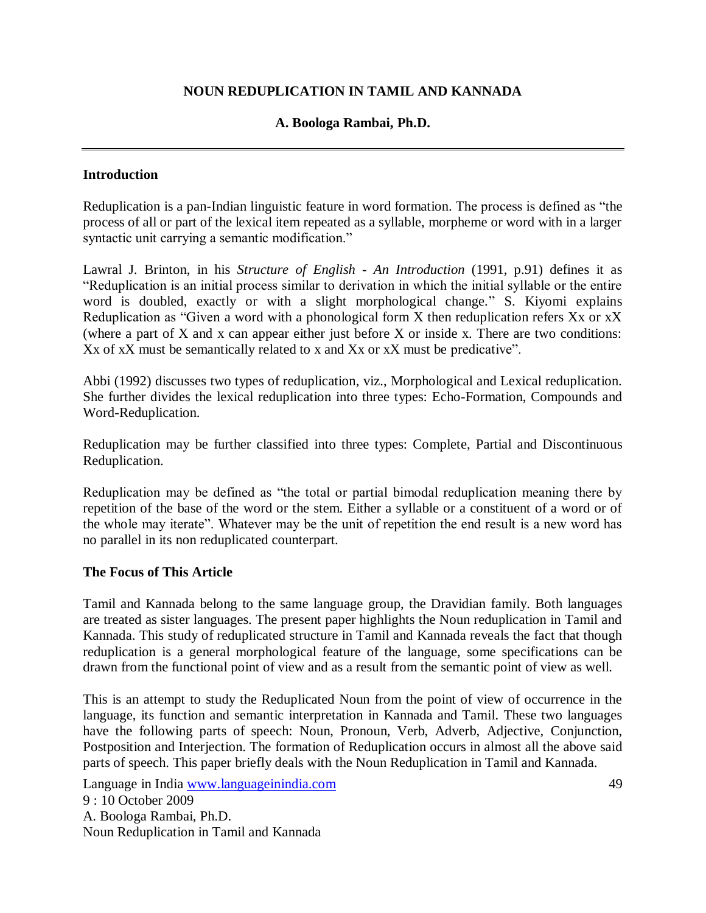## NOUN REDUPLICATION IN TAMIL AND KANNADA

**A. Boologa Rambai, Ph.D.**

---

### Introduction

Reduplication is a pan-Indian linguistic feature in word formation. The process is defined as "the process of all or part of the lexical item repeated as a syllable, morpheme or word with in a larger syntactic unit carrying a semantic modification."

Lawral J. Brinton, in his *Structure of English - An Introduction* (1991, p.91) defines it as "Reduplication is an initial process similar to derivation in which the initial syllable or the entire word is doubled, exactly or with a slight morphological change." S. Kiyomi explains Reduplication as "Given a word with a phonological form X then reduplication refers Xx or xX (where a part of X and x can appear either just before X or inside x. There are two conditions: Xx of xX must be semantically related to x and Xx or xX must be predicative".

Abbi (1992) discusses two types of reduplication, viz., Morphological and Lexical reduplication. She further divides the lexical reduplication into three types: Echo-Formation, Compounds and Word-Reduplication.

Reduplication may be further classified into three types: Complete, Partial and Discontinuous Reduplication.

Reduplication may be defined as "the total or partial bimodal reduplication meaning there by repetition of the base of the word or the stem. Either a syllable or a constituent of a word or of the whole may iterate". Whatever may be the unit of repetition the end result is a new word has no parallel in its non reduplicated counterpart.

### The Focus of This Article

Tamil and Kannada belong to the same language group, the Dravidian family. Both languages are treated as sister languages. The present paper highlights the Noun reduplication in Tamil and Kannada. This study of reduplicated structure in Tamil and Kannada reveals the fact that though reduplication is a general morphological feature of the language, some specifications can be drawn from the functional point of view and as a result from the semantic point of view as well.

This is an attempt to study the Reduplicated Noun from the point of view of occurrence in the language, its function and semantic interpretation in Kannada and Tamil. These two languages have the following parts of speech: Noun, Pronoun, Verb, Adverb, Adjective, Conjunction, Postposition and Interjection. The formation of Reduplication occurs in almost all the above said parts of speech. This paper briefly deals with the Noun Reduplication in Tamil and Kannada.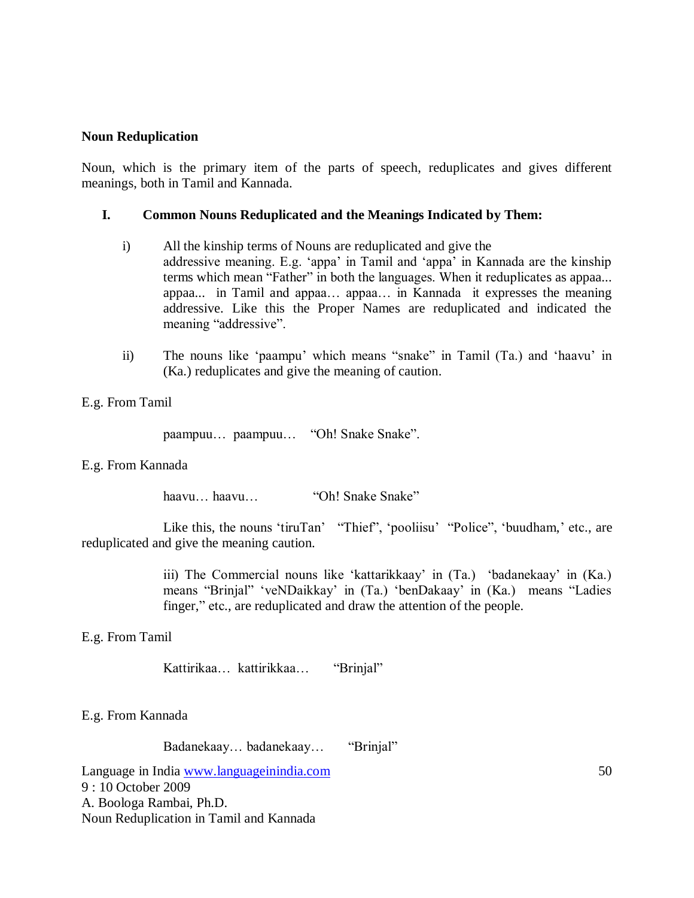**Noun Reduplication**

Noun, which is the primary item of the parts of speech, reduplicates and gives different meanings, both in Tamil and Kannada.

**I. Common Nouns Reduplicated and the Meanings Indicated by Them:**

i) All the kinship terms of Nouns are reduplicated and give the addressive meaning. E.g. 'appa' in Tamil and 'appa' in Kannada are the kinship terms which mean "Father" in both the languages. When it reduplicates as appaa... appaa... in Tamil and appaa… appaa… in Kannada it expresses the meaning addressive. Like this the Proper Names are reduplicated and indicated the meaning "addressive".

ii) The nouns like 'paampu' which means "snake" in Tamil (Ta.) and 'haavu' in (Ka.) reduplicates and give the meaning of caution.

E.g. From Tamil

paampuu… paampuu… "Oh! Snake Snake".

E.g. From Kannada

haavu… haavu… "Oh! Snake Snake"

Like this, the nouns 'tiruTan' "Thief", 'pooliisu' "Police", 'buudham,' etc., are reduplicated and give the meaning caution.

iii) The Commercial nouns like 'kattarikkaay' in (Ta.) 'badanekaay' in (Ka.) means "Brinjal" 'veNDaikkay' in (Ta.) 'benDakaay' in (Ka.) means "Ladies finger," etc., are reduplicated and draw the attention of the people.

E.g. From Tamil

Kattirikaa… kattirikkaa… "Brinjal"

E.g. From Kannada

Badanekaay… badanekaay… "Brinjal"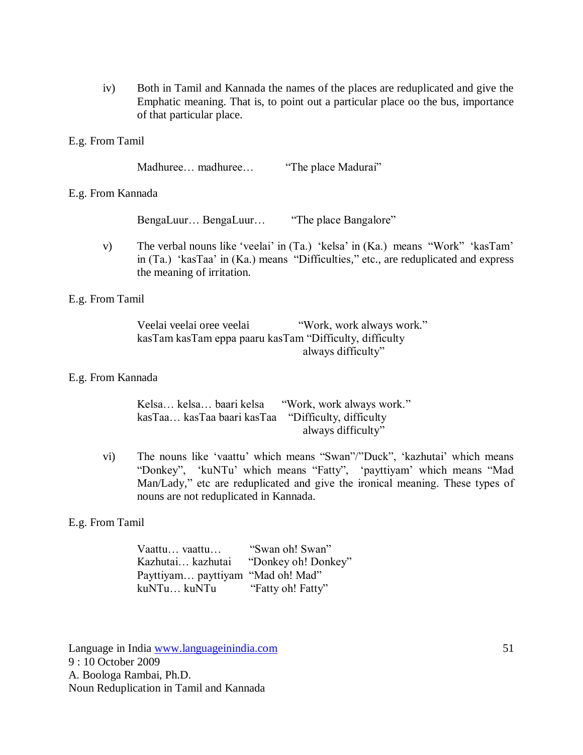iv) Both in Tamil and Kannada the names of the places are reduplicated and give the Emphatic meaning. That is, to point out a particular place oo the bus, importance of that particular place.

E.g. From Tamil

| | |
|---|---|
| Madhuree… madhuree… | "The place Madurai" |

E.g. From Kannada

| | |
|---|---|
| BengaLuur… BengaLuur… | "The place Bangalore" |

v) The verbal nouns like 'veelai' in (Ta.) 'kelsa' in (Ka.) means "Work" 'kasTam' in (Ta.) 'kasTaa' in (Ka.) means "Difficulties," etc., are reduplicated and express the meaning of irritation.

E.g. From Tamil

| | |
|---|---|
| Veelai veelai oree veelai | "Work, work always work." |
| kasTam kasTam eppa paaru kasTam | "Difficulty, difficulty always difficulty" |

E.g. From Kannada

| | |
|---|---|
| Kelsa… kelsa… baari kelsa | "Work, work always work." |
| kasTaa… kasTaa baari kasTaa | "Difficulty, difficulty always difficulty" |

vi) The nouns like 'vaattu' which means "Swan"/"Duck", 'kazhutai' which means "Donkey", 'kuNTu' which means "Fatty", 'payttiyam' which means "Mad Man/Lady," etc are reduplicated and give the ironical meaning. These types of nouns are not reduplicated in Kannada.

E.g. From Tamil

| | |
|---|---|
| Vaattu… vaattu… | "Swan oh! Swan" |
| Kazhutai… kazhutai | "Donkey oh! Donkey" |
| Payttiyam… payttiyam | "Mad oh! Mad" |
| kuNTu… kuNTu | "Fatty oh! Fatty" |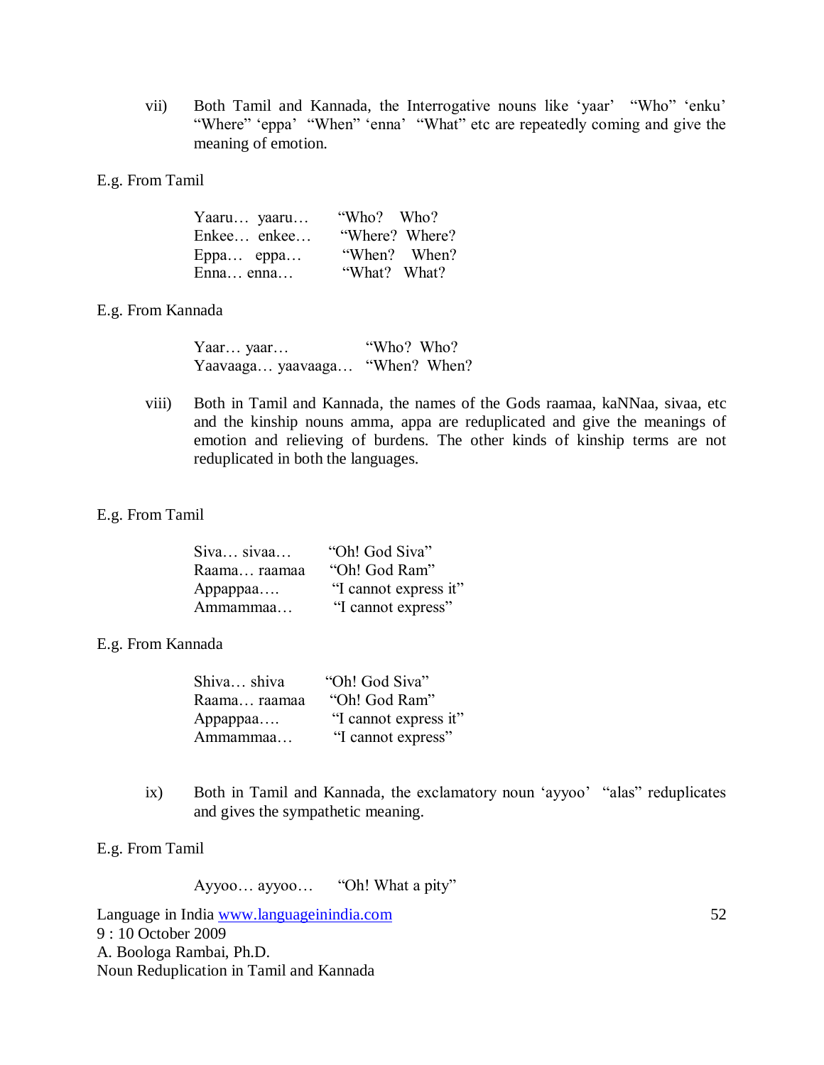vii) Both Tamil and Kannada, the Interrogative nouns like 'yaar' "Who" 'enku' "Where" 'eppa' "When" 'enna' "What" etc are repeatedly coming and give the meaning of emotion.

E.g. From Tamil

| | |
|---|---|
| Yaaru… yaaru… | "Who? Who? |
| Enkee… enkee… | "Where? Where? |
| Eppa… eppa… | "When? When? |
| Enna… enna… | "What? What? |

E.g. From Kannada

| | |
|---|---|
| Yaar… yaar… | "Who? Who? |
| Yaavaaga… yaavaaga… | "When? When? |

viii) Both in Tamil and Kannada, the names of the Gods raamaa, kaNNaa, sivaa, etc and the kinship nouns amma, appa are reduplicated and give the meanings of emotion and relieving of burdens. The other kinds of kinship terms are not reduplicated in both the languages.

E.g. From Tamil

| | |
|---|---|
| Siva… sivaa… | "Oh! God Siva" |
| Raama… raamaa | "Oh! God Ram" |
| Appappaa…. | "I cannot express it" |
| Ammammaa… | "I cannot express" |

E.g. From Kannada

| | |
|---|---|
| Shiva… shiva | "Oh! God Siva" |
| Raama… raamaa | "Oh! God Ram" |
| Appappaa…. | "I cannot express it" |
| Ammammaa… | "I cannot express" |

ix) Both in Tamil and Kannada, the exclamatory noun 'ayyoo' "alas" reduplicates and gives the sympathetic meaning.

E.g. From Tamil

| | |
|---|---|
| Ayyoo… ayyoo… | "Oh! What a pity" |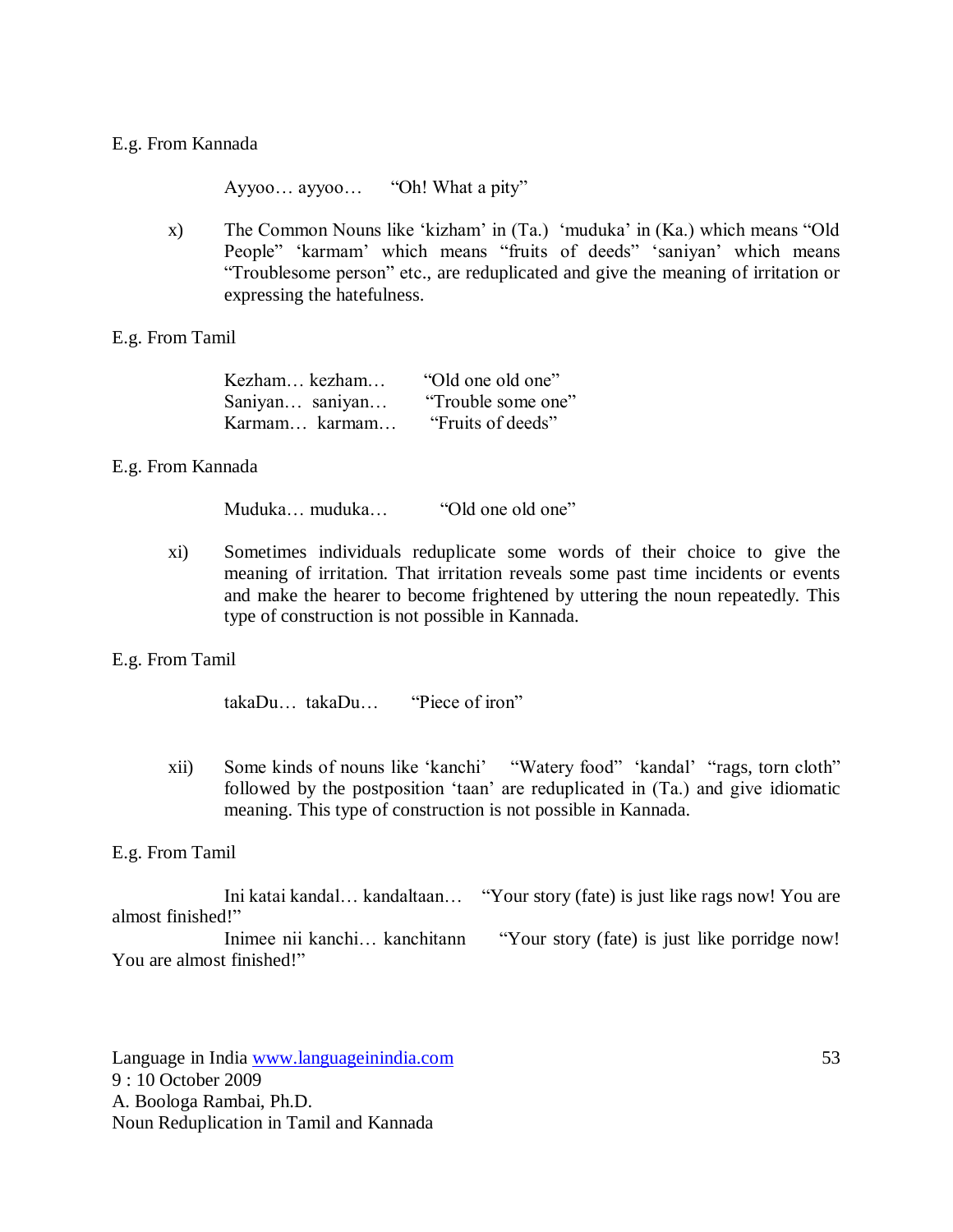E.g. From Kannada

Ayyoo… ayyoo… "Oh! What a pity"

x) The Common Nouns like 'kizham' in (Ta.) 'muduka' in (Ka.) which means "Old People" 'karmam' which means "fruits of deeds" 'saniyan' which means "Troublesome person" etc., are reduplicated and give the meaning of irritation or expressing the hatefulness.

E.g. From Tamil

Kezham… kezham… "Old one old one"
Saniyan… saniyan… "Trouble some one"
Karmam… karmam… "Fruits of deeds"

E.g. From Kannada

Muduka… muduka… "Old one old one"

xi) Sometimes individuals reduplicate some words of their choice to give the meaning of irritation. That irritation reveals some past time incidents or events and make the hearer to become frightened by uttering the noun repeatedly. This type of construction is not possible in Kannada.

E.g. From Tamil

takaDu… takaDu… "Piece of iron"

xii) Some kinds of nouns like 'kanchi' "Watery food" 'kandal' "rags, torn cloth" followed by the postposition 'taan' are reduplicated in (Ta.) and give idiomatic meaning. This type of construction is not possible in Kannada.

E.g. From Tamil

Ini katai kandal… kandaltaan… "Your story (fate) is just like rags now! You are almost finished!"

Inimee nii kanchi… kanchitann "Your story (fate) is just like porridge now! You are almost finished!"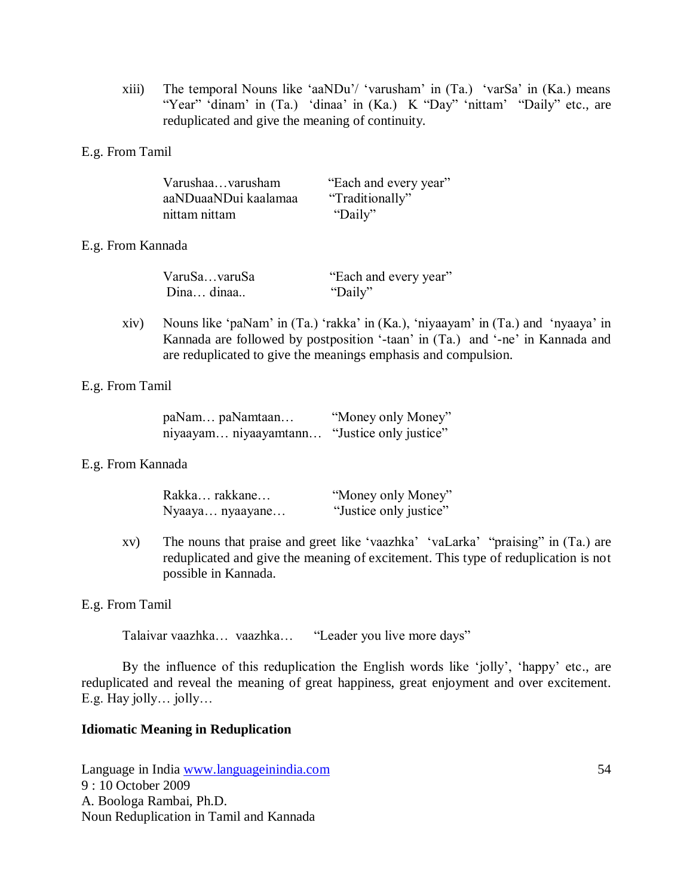xiii) The temporal Nouns like 'aaNDu'/ 'varusham' in (Ta.) 'varSa' in (Ka.) means "Year" 'dinam' in (Ta.) 'dinaa' in (Ka.) K "Day" 'nittam' "Daily" etc., are reduplicated and give the meaning of continuity.

E.g. From Tamil

| | |
|---|---|
| Varushaa…varusham | "Each and every year" |
| aaNDuaaNDui kaalamaa | "Traditionally" |
| nittam nittam | "Daily" |

E.g. From Kannada

| | |
|---|---|
| VaruSa…varuSa | "Each and every year" |
| Dina… dinaa.. | "Daily" |

xiv) Nouns like 'paNam' in (Ta.) 'rakka' in (Ka.), 'niyaayam' in (Ta.) and 'nyaaya' in Kannada are followed by postposition '-taan' in (Ta.) and '-ne' in Kannada and are reduplicated to give the meanings emphasis and compulsion.

E.g. From Tamil

| | |
|---|---|
| paNam… paNamtaan… | "Money only Money" |
| niyaayam… niyaayamtann… | "Justice only justice" |

E.g. From Kannada

| | |
|---|---|
| Rakka… rakkane… | "Money only Money" |
| Nyaaya… nyaayane… | "Justice only justice" |

xv) The nouns that praise and greet like 'vaazhka' 'vaLarka' "praising" in (Ta.) are reduplicated and give the meaning of excitement. This type of reduplication is not possible in Kannada.

E.g. From Tamil

Talaivar vaazhka… vaazhka… "Leader you live more days"

By the influence of this reduplication the English words like 'jolly', 'happy' etc., are reduplicated and reveal the meaning of great happiness, great enjoyment and over excitement. E.g. Hay jolly… jolly…

**Idiomatic Meaning in Reduplication**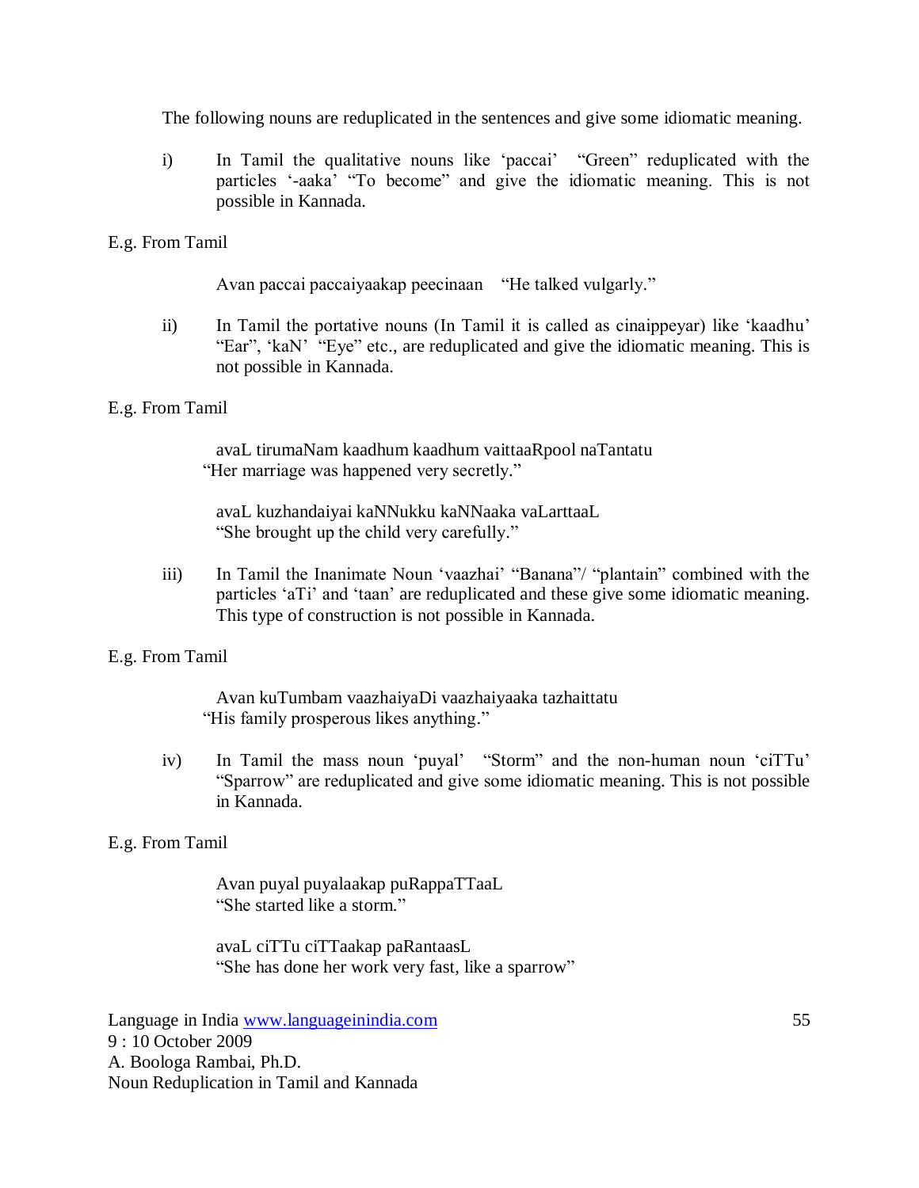The following nouns are reduplicated in the sentences and give some idiomatic meaning.

i) In Tamil the qualitative nouns like ‘paccai’ “Green” reduplicated with the particles ‘-aaka’ “To become” and give the idiomatic meaning. This is not possible in Kannada.

E.g. From Tamil

Avan paccai paccaiyaakap peecinaan “He talked vulgarly.”

ii) In Tamil the portative nouns (In Tamil it is called as cinaippeyar) like ‘kaadhu’ “Ear”, ‘kaN’ “Eye” etc., are reduplicated and give the idiomatic meaning. This is not possible in Kannada.

E.g. From Tamil

avaL tirumaNam kaadhum kaadhum vaittaaRpool naTantatu
“Her marriage was happened very secretly.”

avaL kuzhandaiyai kaNNukku kaNNaaka vaLarttaaL
“She brought up the child very carefully.”

iii) In Tamil the Inanimate Noun ‘vaazhai’ “Banana”/ “plantain” combined with the particles ‘aTi’ and ‘taan’ are reduplicated and these give some idiomatic meaning. This type of construction is not possible in Kannada.

E.g. From Tamil

Avan kuTumbam vaazhaiyaDi vaazhaiyaaka tazhaittatu
“His family prosperous likes anything.”

iv) In Tamil the mass noun ‘puyal’ “Storm” and the non-human noun ‘ciTTu’ “Sparrow” are reduplicated and give some idiomatic meaning. This is not possible in Kannada.

E.g. From Tamil

Avan puyal puyalaakap puRappaTTaaL
“She started like a storm.”

avaL ciTTu ciTTaakap paRantaasL
“She has done her work very fast, like a sparrow”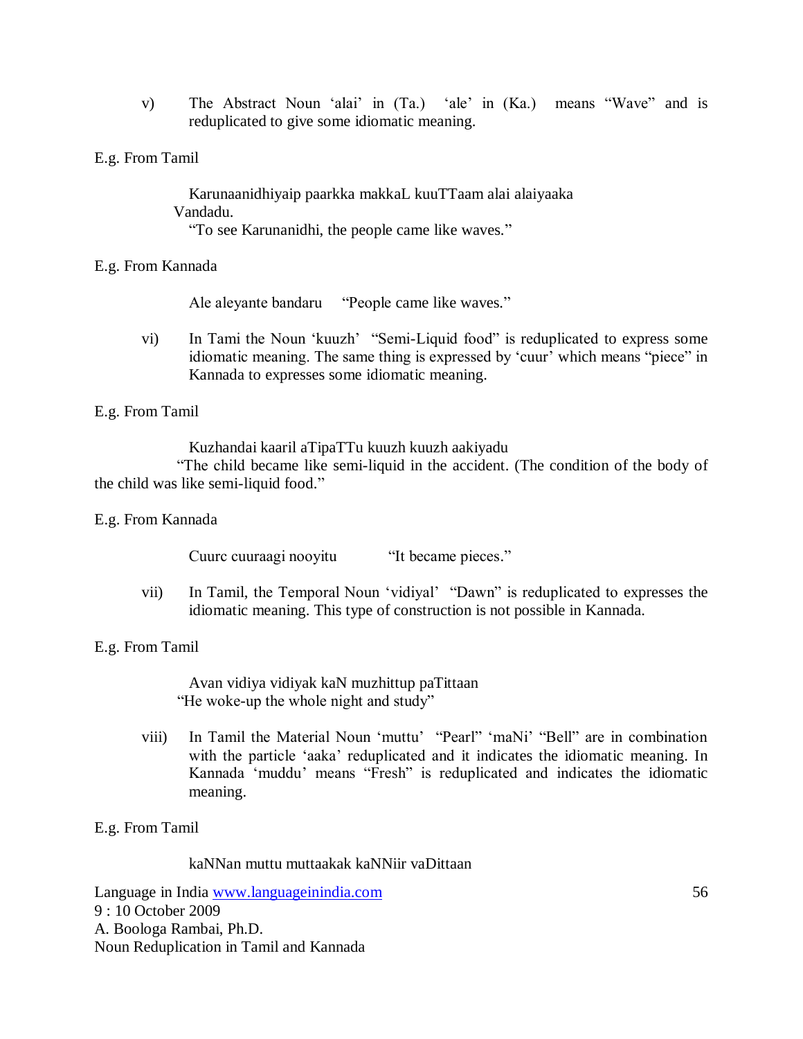v) The Abstract Noun 'alai' in (Ta.) 'ale' in (Ka.) means "Wave" and is reduplicated to give some idiomatic meaning.

E.g. From Tamil

Karunaanidhiyaip paarkka makkaL kuuTTaam alai alaiyaaka Vandadu.
"To see Karunanidhi, the people came like waves."

E.g. From Kannada

Ale aleyante bandaru "People came like waves."

vi) In Tami the Noun 'kuuzh' "Semi-Liquid food" is reduplicated to express some idiomatic meaning. The same thing is expressed by 'cuur' which means "piece" in Kannada to expresses some idiomatic meaning.

E.g. From Tamil

Kuzhandai kaaril aTipaTTu kuuzh kuuzh aakiyadu
"The child became like semi-liquid in the accident. (The condition of the body of the child was like semi-liquid food."

E.g. From Kannada

Cuurc cuuraagi nooyitu "It became pieces."

vii) In Tamil, the Temporal Noun 'vidiyal' "Dawn" is reduplicated to expresses the idiomatic meaning. This type of construction is not possible in Kannada.

E.g. From Tamil

Avan vidiya vidiyak kaN muzhittup paTittaan
"He woke-up the whole night and study"

viii) In Tamil the Material Noun 'muttu' "Pearl" 'maNi' "Bell" are in combination with the particle 'aaka' reduplicated and it indicates the idiomatic meaning. In Kannada 'muddu' means "Fresh" is reduplicated and indicates the idiomatic meaning.

E.g. From Tamil

kaNNan muttu muttaakak kaNNiir vaDittaan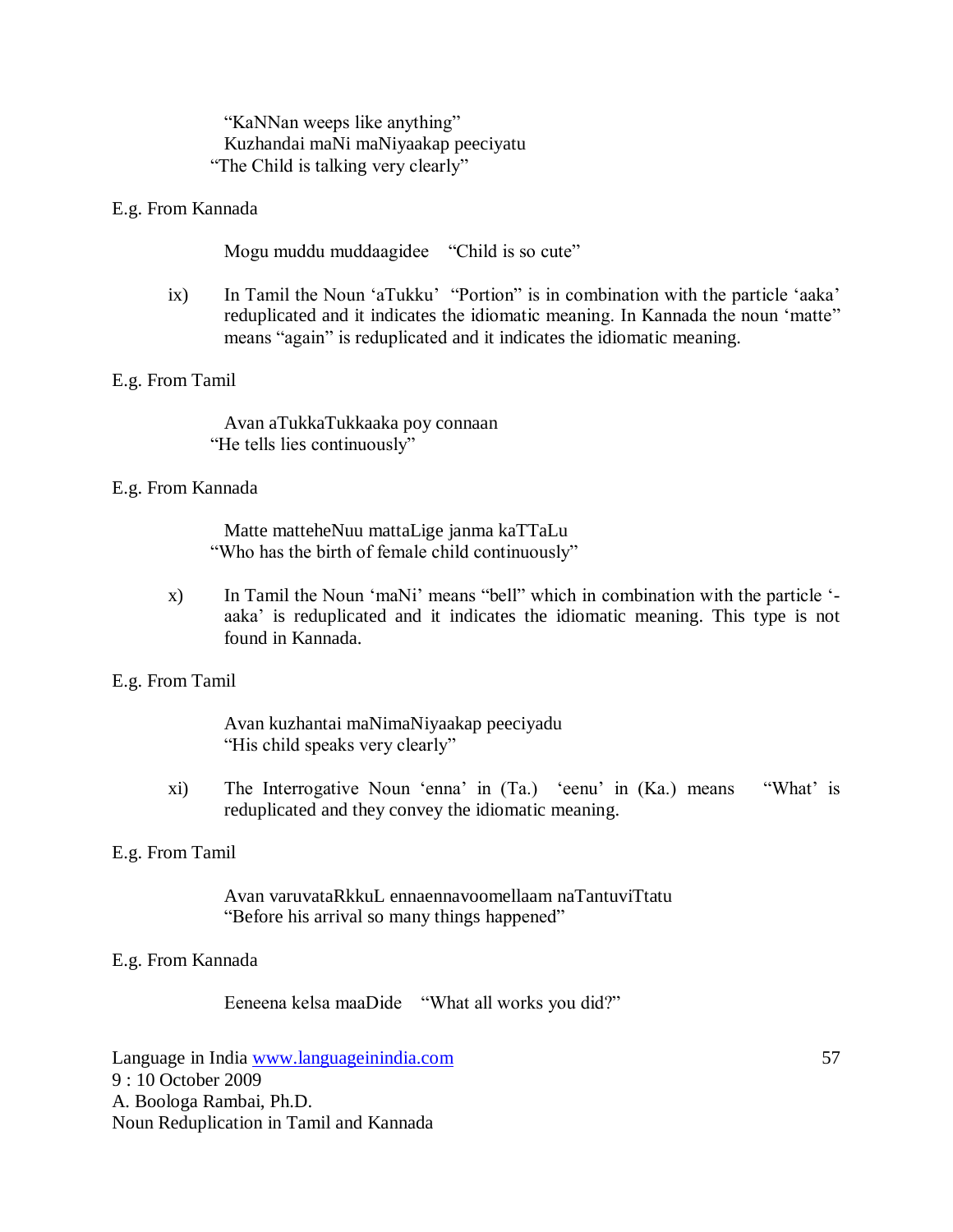"KaNNan weeps like anything"
Kuzhandai maNi maNiyaakap peeciyatu
"The Child is talking very clearly"

E.g. From Kannada

Mogu muddu muddaagidee "Child is so cute"

ix) In Tamil the Noun 'aTukku' "Portion" is in combination with the particle 'aaka' reduplicated and it indicates the idiomatic meaning. In Kannada the noun 'matte" means "again" is reduplicated and it indicates the idiomatic meaning.

E.g. From Tamil

Avan aTukkaTukkaaka poy connaan
"He tells lies continuously"

E.g. From Kannada

Matte matteheNuu mattaLige janma kaTTaLu
"Who has the birth of female child continuously"

x) In Tamil the Noun 'maNi' means "bell" which in combination with the particle '-aaka' is reduplicated and it indicates the idiomatic meaning. This type is not found in Kannada.

E.g. From Tamil

Avan kuzhantai maNimaNiyaakap peeciyadu
"His child speaks very clearly"

xi) The Interrogative Noun 'enna' in (Ta.) 'eenu' in (Ka.) means "What' is reduplicated and they convey the idiomatic meaning.

E.g. From Tamil

Avan varuvataRkkuL ennaennavoomellaam naTantuviTtatu
"Before his arrival so many things happened"

E.g. From Kannada

Eeneena kelsa maaDide "What all works you did?"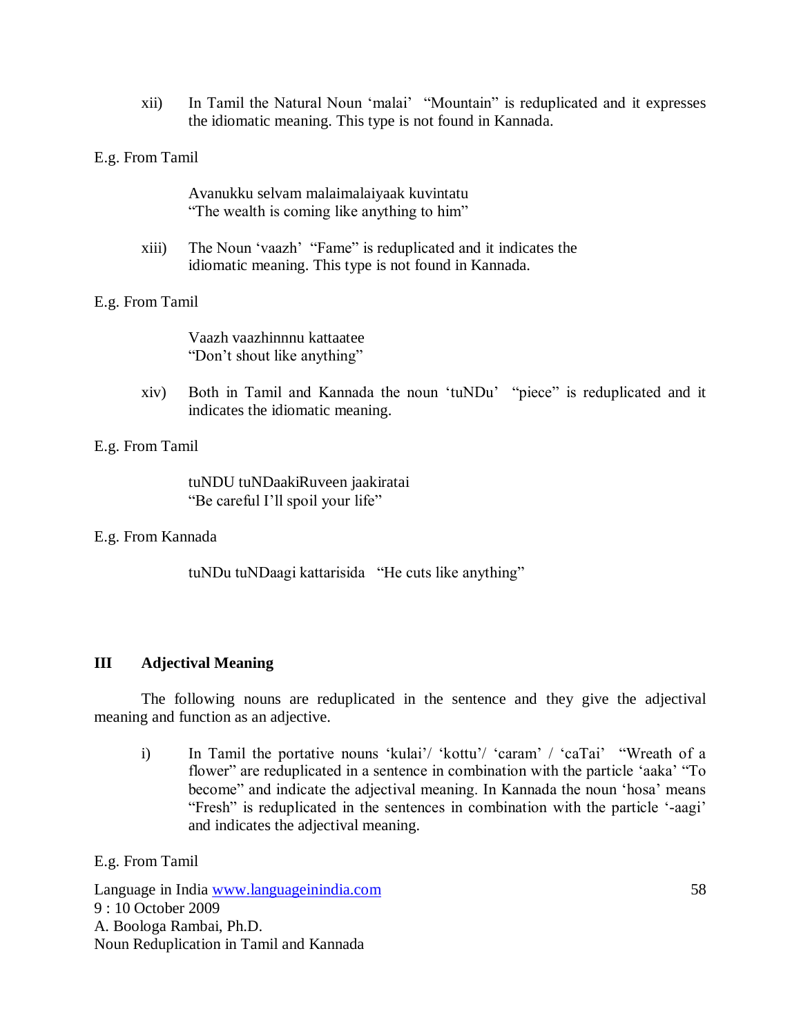xii) In Tamil the Natural Noun ‘malai’ “Mountain” is reduplicated and it expresses the idiomatic meaning. This type is not found in Kannada.

E.g. From Tamil

> Avanukku selvam malaimalaiyaak kuvintatu
> “The wealth is coming like anything to him”

xiii) The Noun ‘vaazh’ “Fame” is reduplicated and it indicates the idiomatic meaning. This type is not found in Kannada.

E.g. From Tamil

> Vaazh vaazhinnnu kattaatee
> “Don’t shout like anything”

xiv) Both in Tamil and Kannada the noun ‘tuNDu’ “piece” is reduplicated and it indicates the idiomatic meaning.

E.g. From Tamil

> tuNDU tuNDaakiRuveen jaakiratai
> “Be careful I’ll spoil your life”

E.g. From Kannada

> tuNDu tuNDaagi kattarisida “He cuts like anything”

## III Adjectival Meaning

The following nouns are reduplicated in the sentence and they give the adjectival meaning and function as an adjective.

i) In Tamil the portative nouns ‘kulai’/ ‘kottu’/ ‘caram’ / ‘caTai’ “Wreath of a flower” are reduplicated in a sentence in combination with the particle ‘aaka’ “To become” and indicate the adjectival meaning. In Kannada the noun ‘hosa’ means “Fresh” is reduplicated in the sentences in combination with the particle ‘-aagi’ and indicates the adjectival meaning.

E.g. From Tamil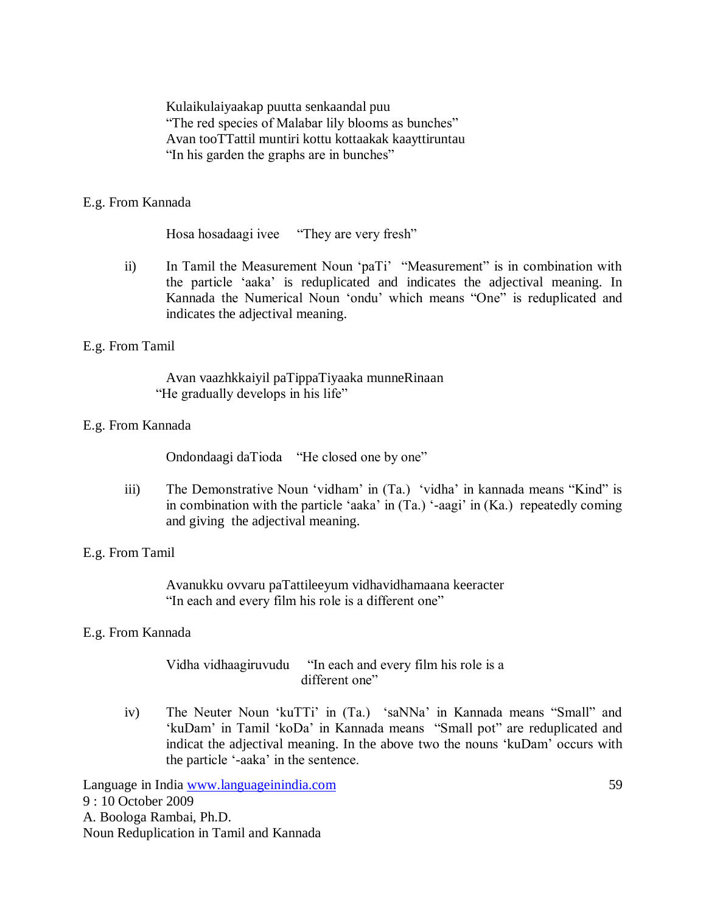Kulaikulaiyaakap puutta senkaandal puu
"The red species of Malabar lily blooms as bunches"
Avan tooTTattil muntiri kottu kottaakak kaayttiruntau
"In his garden the graphs are in bunches"

E.g. From Kannada

Hosa hosadaagi ivee "They are very fresh"

ii) In Tamil the Measurement Noun 'paTi' "Measurement" is in combination with the particle 'aaka' is reduplicated and indicates the adjectival meaning. In Kannada the Numerical Noun 'ondu' which means "One" is reduplicated and indicates the adjectival meaning.

E.g. From Tamil

Avan vaazhkkaiyil paTippaTiyaaka munneRinaan
"He gradually develops in his life"

E.g. From Kannada

Ondondaagi daTioda "He closed one by one"

iii) The Demonstrative Noun 'vidham' in (Ta.) 'vidha' in kannada means "Kind" is in combination with the particle 'aaka' in (Ta.) '-aagi' in (Ka.) repeatedly coming and giving the adjectival meaning.

E.g. From Tamil

Avanukku ovvaru paTattileeyum vidhavidhamaana keeracter
"In each and every film his role is a different one"

E.g. From Kannada

Vidha vidhaagiruvudu "In each and every film his role is a different one"

iv) The Neuter Noun 'kuTTi' in (Ta.) 'saNNa' in Kannada means "Small" and 'kuDam' in Tamil 'koDa' in Kannada means "Small pot" are reduplicated and indicat the adjectival meaning. In the above two the nouns 'kuDam' occurs with the particle '-aaka' in the sentence.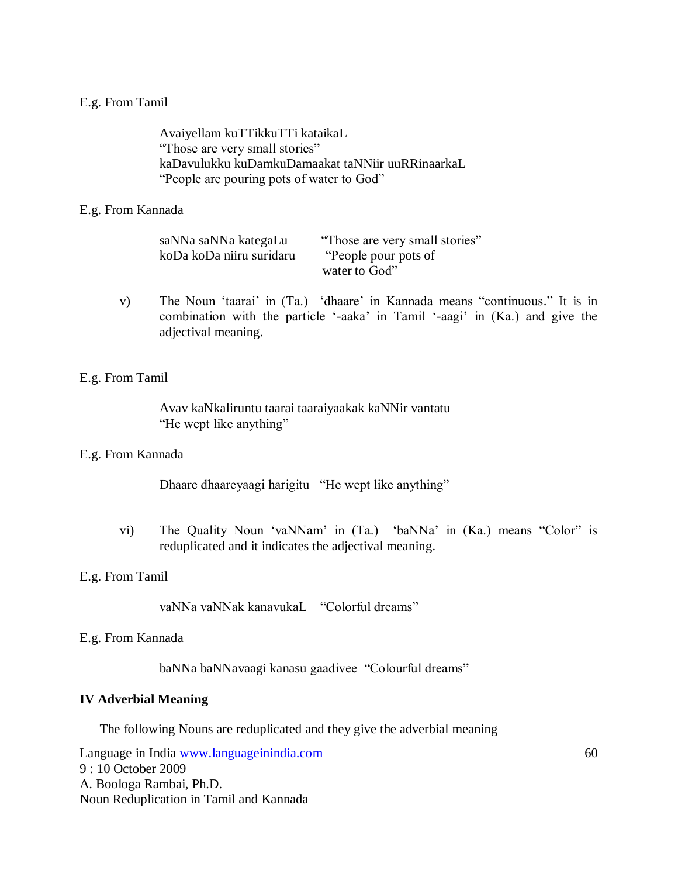E.g. From Tamil

> Avaiyellam kuTTikkuTTi kataikaL
> "Those are very small stories"
> kaDavulukku kuDamkuDamaakat taNNiir uuRRinaarkaL
> "People are pouring pots of water to God"

E.g. From Kannada

> saNNa saNNa kategaLu "Those are very small stories"
> koDa koDa niiru suridaru "People pour pots of water to God"

v) The Noun 'taarai' in (Ta.) 'dhaare' in Kannada means "continuous." It is in combination with the particle '-aaka' in Tamil '-aagi' in (Ka.) and give the adjectival meaning.

E.g. From Tamil

> Avav kaNkaliruntu taarai taaraiyaakak kaNNir vantatu
> "He wept like anything"

E.g. From Kannada

> Dhaare dhaareyaagi harigitu "He wept like anything"

vi) The Quality Noun 'vaNNam' in (Ta.) 'baNNa' in (Ka.) means "Color" is reduplicated and it indicates the adjectival meaning.

E.g. From Tamil

> vaNNa vaNNak kanavukaL "Colorful dreams"

E.g. From Kannada

> baNNa baNNavaagi kanasu gaadivee "Colourful dreams"

**IV Adverbial Meaning**

The following Nouns are reduplicated and they give the adverbial meaning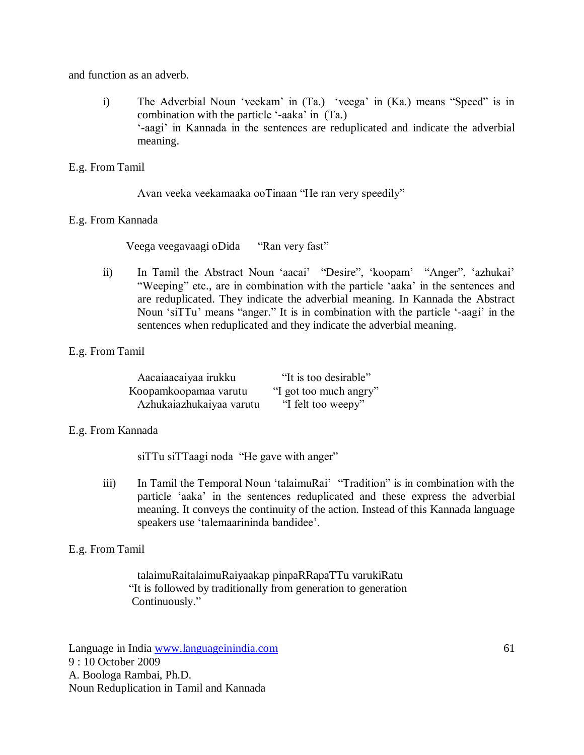and function as an adverb.

i) The Adverbial Noun ‘veekam’ in (Ta.) ‘veega’ in (Ka.) means “Speed” is in combination with the particle ‘-aaka’ in (Ta.)
‘-aagi’ in Kannada in the sentences are reduplicated and indicate the adverbial meaning.

E.g. From Tamil

Avan veeka veekamaaka ooTinaan “He ran very speedily”

E.g. From Kannada

Veega veegavaagi oDida “Ran very fast”

ii) In Tamil the Abstract Noun ‘aacai’ “Desire”, ‘koopam’ “Anger”, ‘azhukai’ “Weeping” etc., are in combination with the particle ‘aaka’ in the sentences and are reduplicated. They indicate the adverbial meaning. In Kannada the Abstract Noun ‘siTTu’ means “anger.” It is in combination with the particle ‘-aagi’ in the sentences when reduplicated and they indicate the adverbial meaning.

E.g. From Tamil

| | |
|---|---|
| Aacaiaacaiyaa irukku | “It is too desirable” |
| Koopamkoopamaa varutu | “I got too much angry” |
| Azhukaiazhukaiyaa varutu | “I felt too weepy” |

E.g. From Kannada

siTTu siTTaagi noda “He gave with anger”

iii) In Tamil the Temporal Noun ‘talaimuRai’ “Tradition” is in combination with the particle ‘aaka’ in the sentences reduplicated and these express the adverbial meaning. It conveys the continuity of the action. Instead of this Kannada language speakers use ‘talemaarininda bandidee’.

E.g. From Tamil

talaimuRaitalaimuRaiyaakap pinpaRRapaTTu varukiRatu
“It is followed by traditionally from generation to generation Continuously.”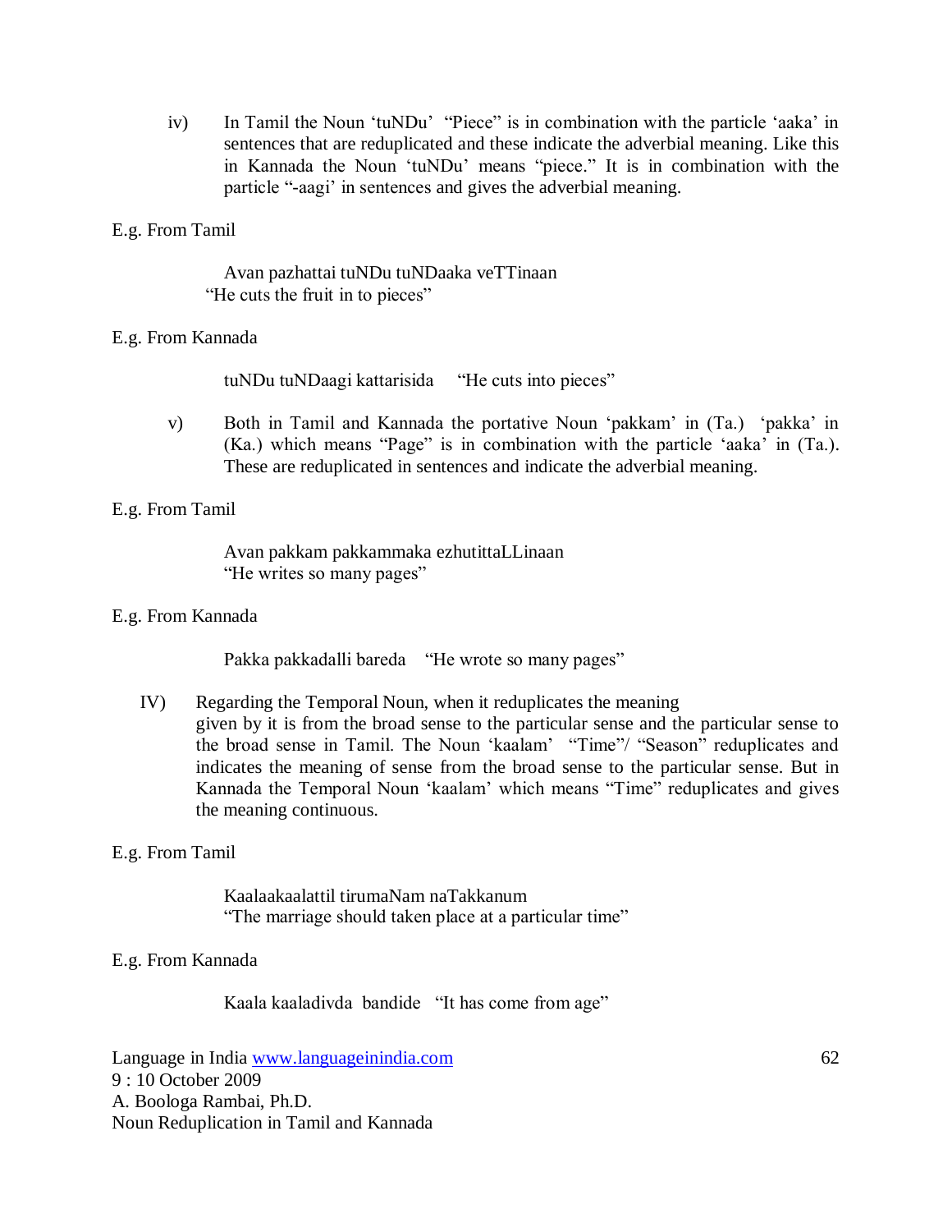iv) In Tamil the Noun ‘tuNDu’ “Piece” is in combination with the particle ‘aaka’ in sentences that are reduplicated and these indicate the adverbial meaning. Like this in Kannada the Noun ‘tuNDu’ means “piece.” It is in combination with the particle “-aagi’ in sentences and gives the adverbial meaning.

E.g. From Tamil

> Avan pazhattai tuNDu tuNDaaka veTTinaan
> “He cuts the fruit in to pieces”

E.g. From Kannada

> tuNDu tuNDaagi kattarisida “He cuts into pieces”

v) Both in Tamil and Kannada the portative Noun ‘pakkam’ in (Ta.) ‘pakka’ in (Ka.) which means “Page” is in combination with the particle ‘aaka’ in (Ta.). These are reduplicated in sentences and indicate the adverbial meaning.

E.g. From Tamil

> Avan pakkam pakkammaka ezhutittaLLinaan
> “He writes so many pages”

E.g. From Kannada

> Pakka pakkadalli bareda “He wrote so many pages”

IV) Regarding the Temporal Noun, when it reduplicates the meaning given by it is from the broad sense to the particular sense and the particular sense to the broad sense in Tamil. The Noun ‘kaalam’ “Time”/ “Season” reduplicates and indicates the meaning of sense from the broad sense to the particular sense. But in Kannada the Temporal Noun ‘kaalam’ which means “Time” reduplicates and gives the meaning continuous.

E.g. From Tamil

> Kaalaakaalattil tirumaNam naTakkanum
> “The marriage should taken place at a particular time”

E.g. From Kannada

> Kaala kaaladivda bandide “It has come from age”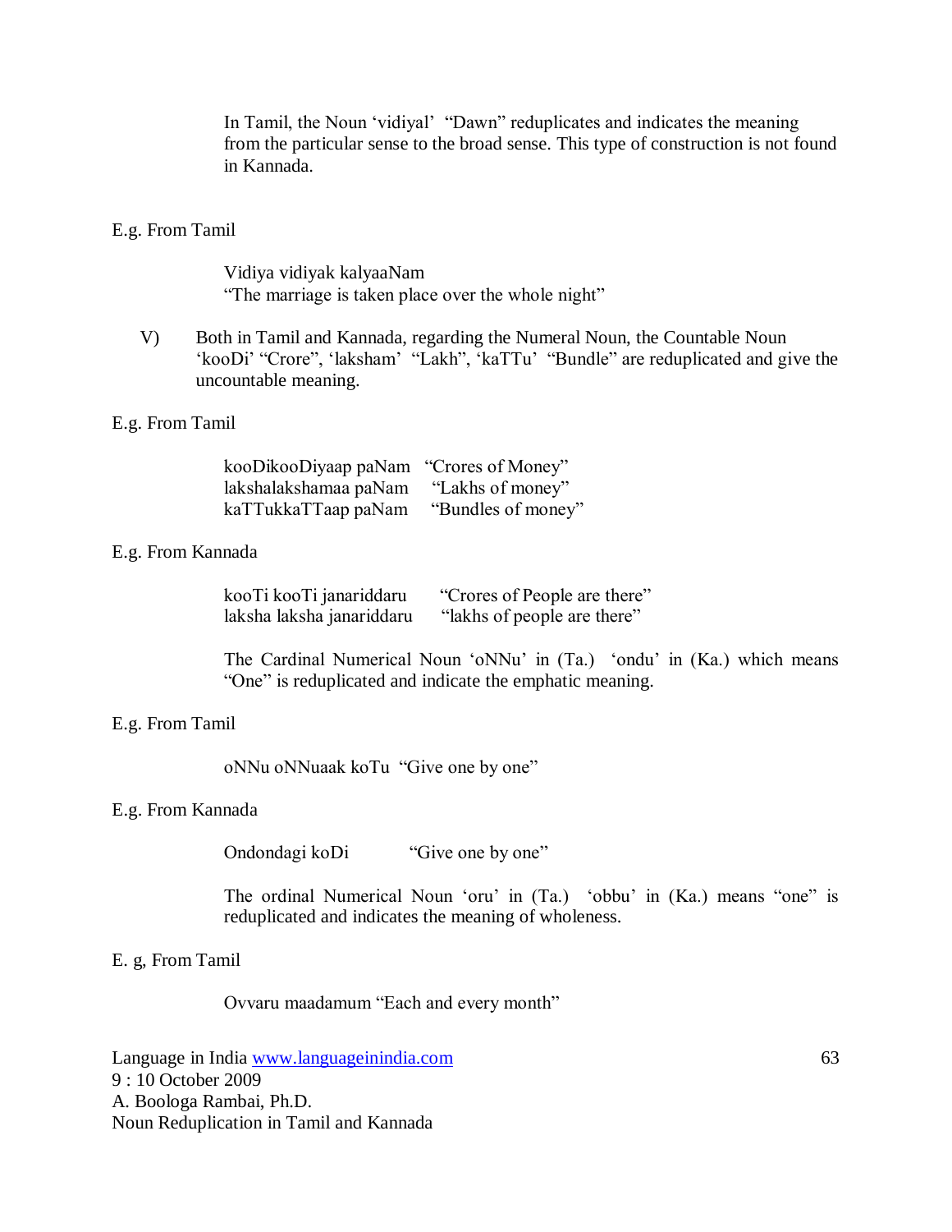In Tamil, the Noun 'vidiyal' "Dawn" reduplicates and indicates the meaning from the particular sense to the broad sense. This type of construction is not found in Kannada.

E.g. From Tamil

Vidiya vidiyak kalyaaNam
"The marriage is taken place over the whole night"

V) Both in Tamil and Kannada, regarding the Numeral Noun, the Countable Noun 'kooDi' "Crore", 'laksham' "Lakh", 'kaTTu' "Bundle" are reduplicated and give the uncountable meaning.

E.g. From Tamil

kooDikooDiyaap paNam "Crores of Money"
lakshalakshamaa paNam "Lakhs of money"
kaTTukkaTTaap paNam "Bundles of money"

E.g. From Kannada

kooTi kooTi janariddaru "Crores of People are there"
laksha laksha janariddaru "lakhs of people are there"

The Cardinal Numerical Noun 'oNNu' in (Ta.) 'ondu' in (Ka.) which means "One" is reduplicated and indicate the emphatic meaning.

E.g. From Tamil

oNNu oNNuaak koTu "Give one by one"

E.g. From Kannada

Ondondagi koDi "Give one by one"

The ordinal Numerical Noun 'oru' in (Ta.) 'obbu' in (Ka.) means "one" is reduplicated and indicates the meaning of wholeness.

E. g, From Tamil

Ovvaru maadamum "Each and every month"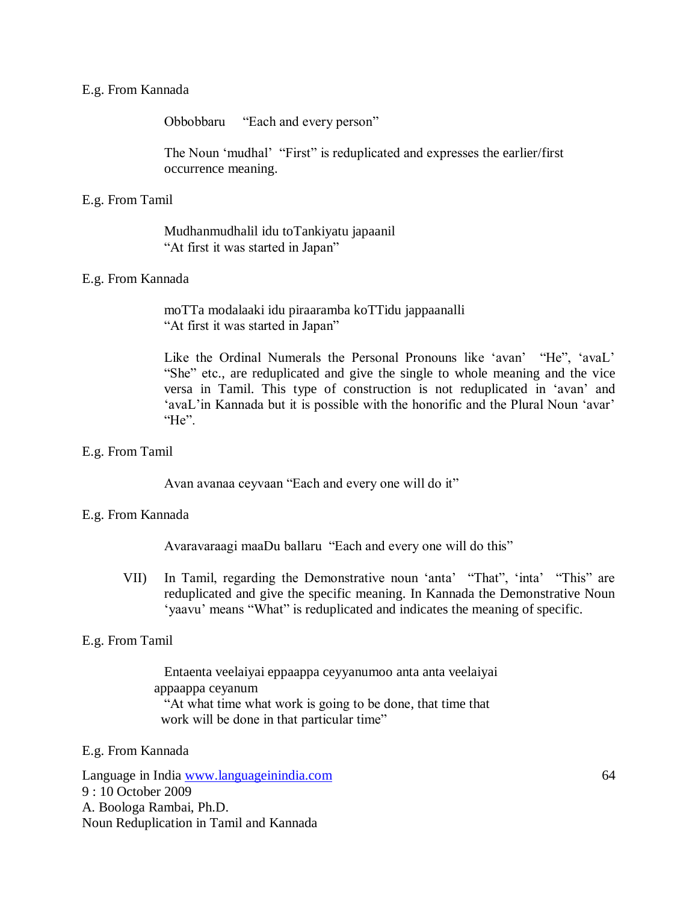E.g. From Kannada

Obbobbaru "Each and every person"

The Noun 'mudhal' "First" is reduplicated and expresses the earlier/first occurrence meaning.

E.g. From Tamil

Mudhanmudhalil idu toTankiyatu japaanil
"At first it was started in Japan"

E.g. From Kannada

moTTa modalaaki idu piraaramba koTTidu jappaanalli
"At first it was started in Japan"

Like the Ordinal Numerals the Personal Pronouns like 'avan' "He", 'avaL' "She" etc., are reduplicated and give the single to whole meaning and the vice versa in Tamil. This type of construction is not reduplicated in 'avan' and 'avaL'in Kannada but it is possible with the honorific and the Plural Noun 'avar' "He".

E.g. From Tamil

Avan avanaa ceyvaan "Each and every one will do it"

E.g. From Kannada

Avaravaraagi maaDu ballaru "Each and every one will do this"

VII) In Tamil, regarding the Demonstrative noun 'anta' "That", 'inta' "This" are reduplicated and give the specific meaning. In Kannada the Demonstrative Noun 'yaavu' means "What" is reduplicated and indicates the meaning of specific.

E.g. From Tamil

Entaenta veelaiyai eppaappa ceyyanumoo anta anta veelaiyai appaappa ceyanum
"At what time what work is going to be done, that time that work will be done in that particular time"

E.g. From Kannada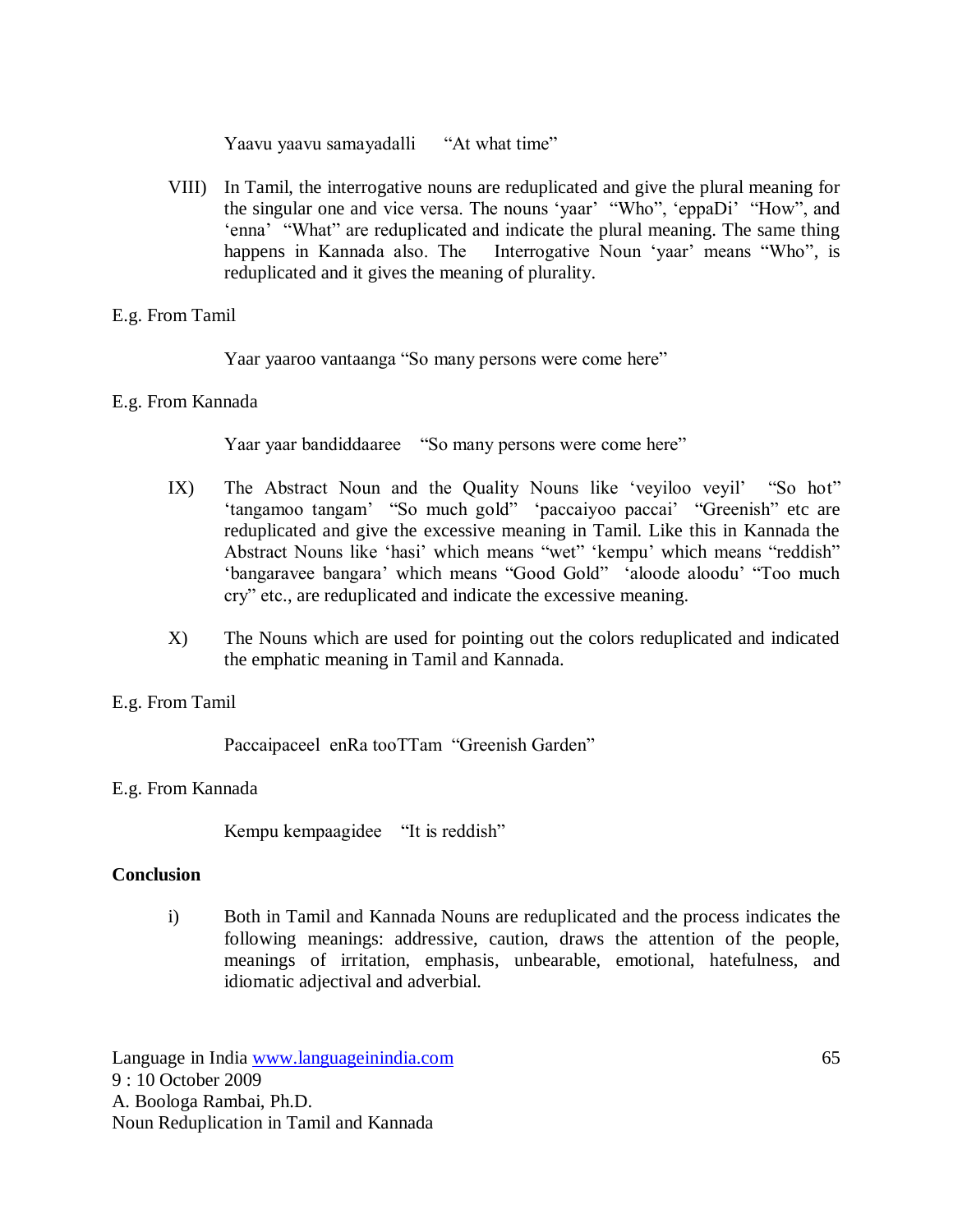Yaavu yaavu samayadalli "At what time"

VIII) In Tamil, the interrogative nouns are reduplicated and give the plural meaning for the singular one and vice versa. The nouns 'yaar' "Who", 'eppaDi' "How", and 'enna' "What" are reduplicated and indicate the plural meaning. The same thing happens in Kannada also. The Interrogative Noun 'yaar' means "Who", is reduplicated and it gives the meaning of plurality.

E.g. From Tamil

Yaar yaaroo vantaanga "So many persons were come here"

E.g. From Kannada

Yaar yaar bandiddaaree "So many persons were come here"

IX) The Abstract Noun and the Quality Nouns like 'veyiloo veyil' "So hot" 'tangamoo tangam' "So much gold" 'paccaiyoo paccai' "Greenish" etc are reduplicated and give the excessive meaning in Tamil. Like this in Kannada the Abstract Nouns like 'hasi' which means "wet" 'kempu' which means "reddish" 'bangaravee bangara' which means "Good Gold" 'aloode aloodu' "Too much cry" etc., are reduplicated and indicate the excessive meaning.

X) The Nouns which are used for pointing out the colors reduplicated and indicated the emphatic meaning in Tamil and Kannada.

E.g. From Tamil

Paccaipaceel enRa tooTTam "Greenish Garden"

E.g. From Kannada

Kempu kempaagidee "It is reddish"

**Conclusion**

i) Both in Tamil and Kannada Nouns are reduplicated and the process indicates the following meanings: addressive, caution, draws the attention of the people, meanings of irritation, emphasis, unbearable, emotional, hatefulness, and idiomatic adjectival and adverbial.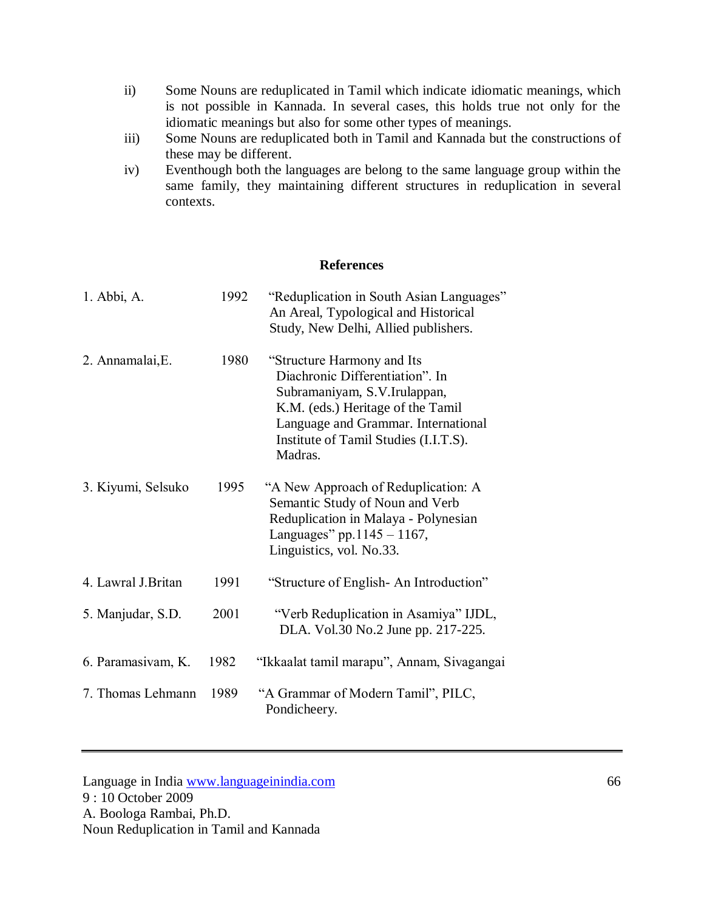ii) Some Nouns are reduplicated in Tamil which indicate idiomatic meanings, which is not possible in Kannada. In several cases, this holds true not only for the idiomatic meanings but also for some other types of meanings.

iii) Some Nouns are reduplicated both in Tamil and Kannada but the constructions of these may be different.

iv) Eventhough both the languages are belong to the same language group within the same family, they maintaining different structures in reduplication in several contexts.

## References

1. Abbi, A. 1992 "Reduplication in South Asian Languages" An Areal, Typological and Historical Study, New Delhi, Allied publishers.

2. Annamalai,E. 1980 "Structure Harmony and Its Diachronic Differentiation". In Subramaniyam, S.V.Irulappan, K.M. (eds.) Heritage of the Tamil Language and Grammar. International Institute of Tamil Studies (I.I.T.S). Madras.

3. Kiyumi, Selsuko 1995 "A New Approach of Reduplication: A Semantic Study of Noun and Verb Reduplication in Malaya - Polynesian Languages" pp.1145 – 1167, Linguistics, vol. No.33.

4. Lawral J.Britan 1991 "Structure of English- An Introduction"

5. Manjudar, S.D. 2001 "Verb Reduplication in Asamiya" IJDL, DLA. Vol.30 No.2 June pp. 217-225.

6. Paramasivam, K. 1982 "Ikkaalat tamil marapu", Annam, Sivagangai

7. Thomas Lehmann 1989 "A Grammar of Modern Tamil", PILC, Pondicheery.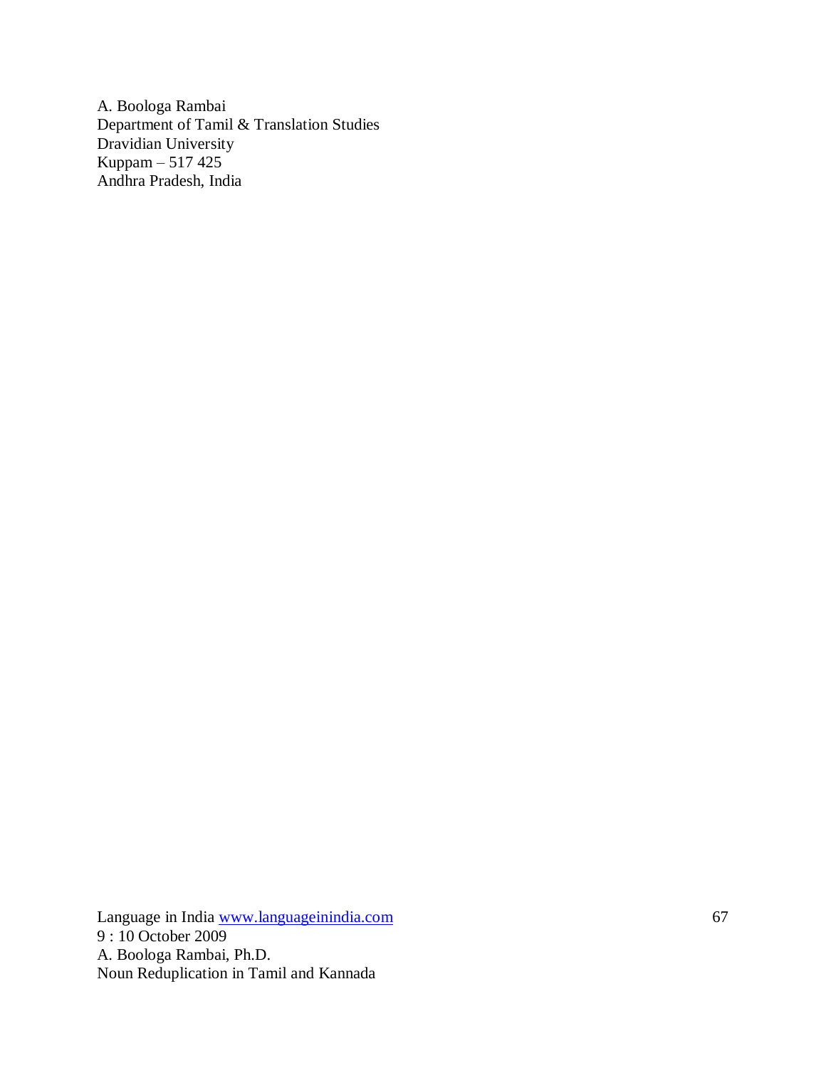A. Boologa Rambai
Department of Tamil & Translation Studies
Dravidian University
Kuppam – 517 425
Andhra Pradesh, India